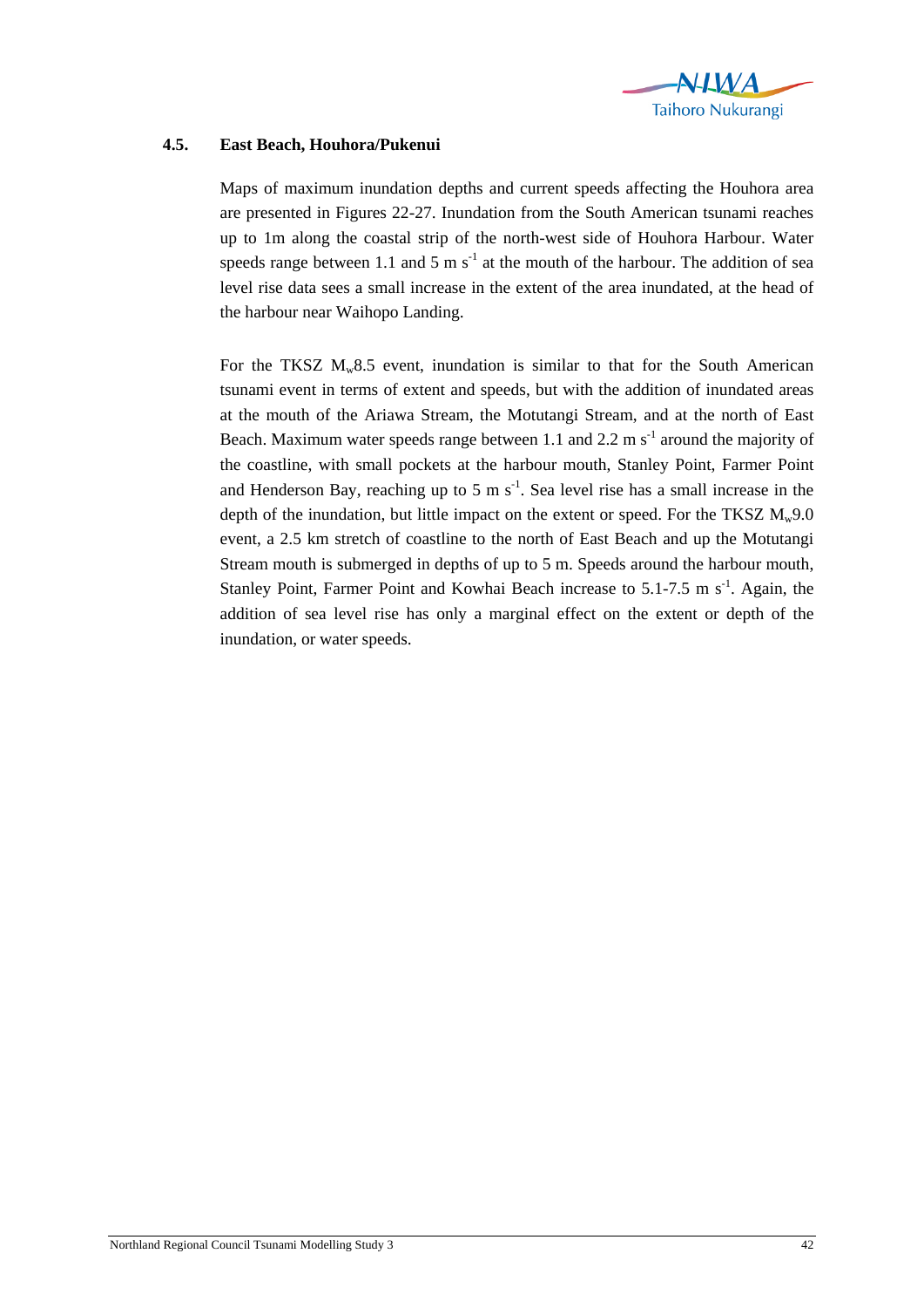## 4.5. East Beach, Houhora/Pukenui

Maps of maximum inundation depths and current speeds affecting the Houhora area are presented in Figures 22-27. Inundation from the South American tsunami reaches up to 1m along the coastal strip of the north-west side of Houhora Harbour. Water speeds range between 1.1 and 5 m $s^{-1}$ at the mouth of the harbour. The addition of sea level rise data sees a small increase in the extent of the area inundated, at the head of the harbour near Waihopo Landing.

For the TKSZ $M_w$8.5 event, inundation is similar to that for the South American tsunami event in terms of extent and speeds, but with the addition of inundated areas at the mouth of the Ariawa Stream, the Motutangi Stream, and at the north of East Beach. Maximum water speeds range between 1.1 and 2.2 m $s^{-1}$ around the majority of the coastline, with small pockets at the harbour mouth, Stanley Point, Farmer Point and Henderson Bay, reaching up to 5 m $s^{-1}$. Sea level rise has a small increase in the depth of the inundation, but little impact on the extent or speed. For the TKSZ $M_w$9.0 event, a 2.5 km stretch of coastline to the north of East Beach and up the Motutangi Stream mouth is submerged in depths of up to 5 m. Speeds around the harbour mouth, Stanley Point, Farmer Point and Kowhai Beach increase to 5.1-7.5 m $s^{-1}$. Again, the addition of sea level rise has only a marginal effect on the extent or depth of the inundation, or water speeds.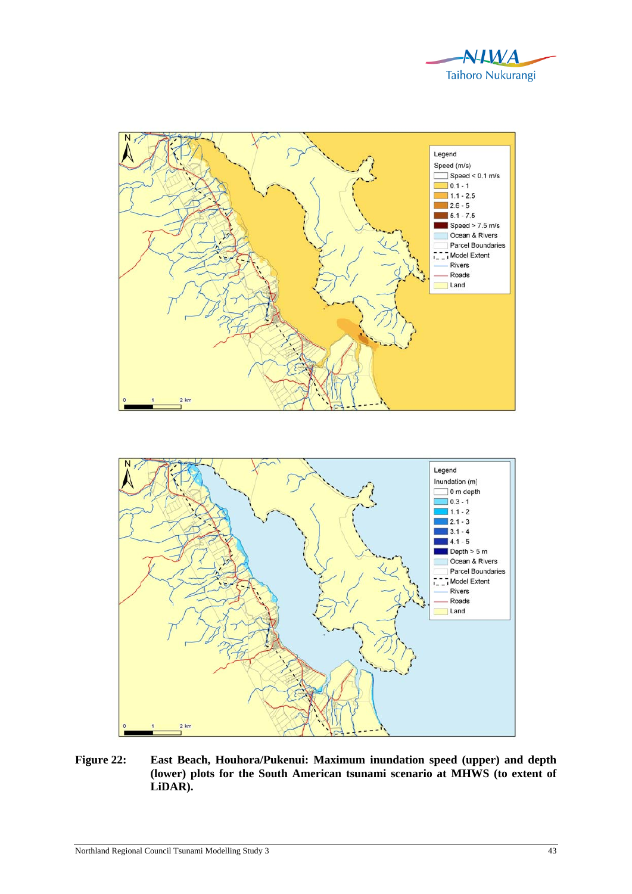**Figure 22: East Beach, Houhora/Pukenui: Maximum inundation speed (upper) and depth (lower) plots for the South American tsunami scenario at MHWS (to extent of LiDAR).**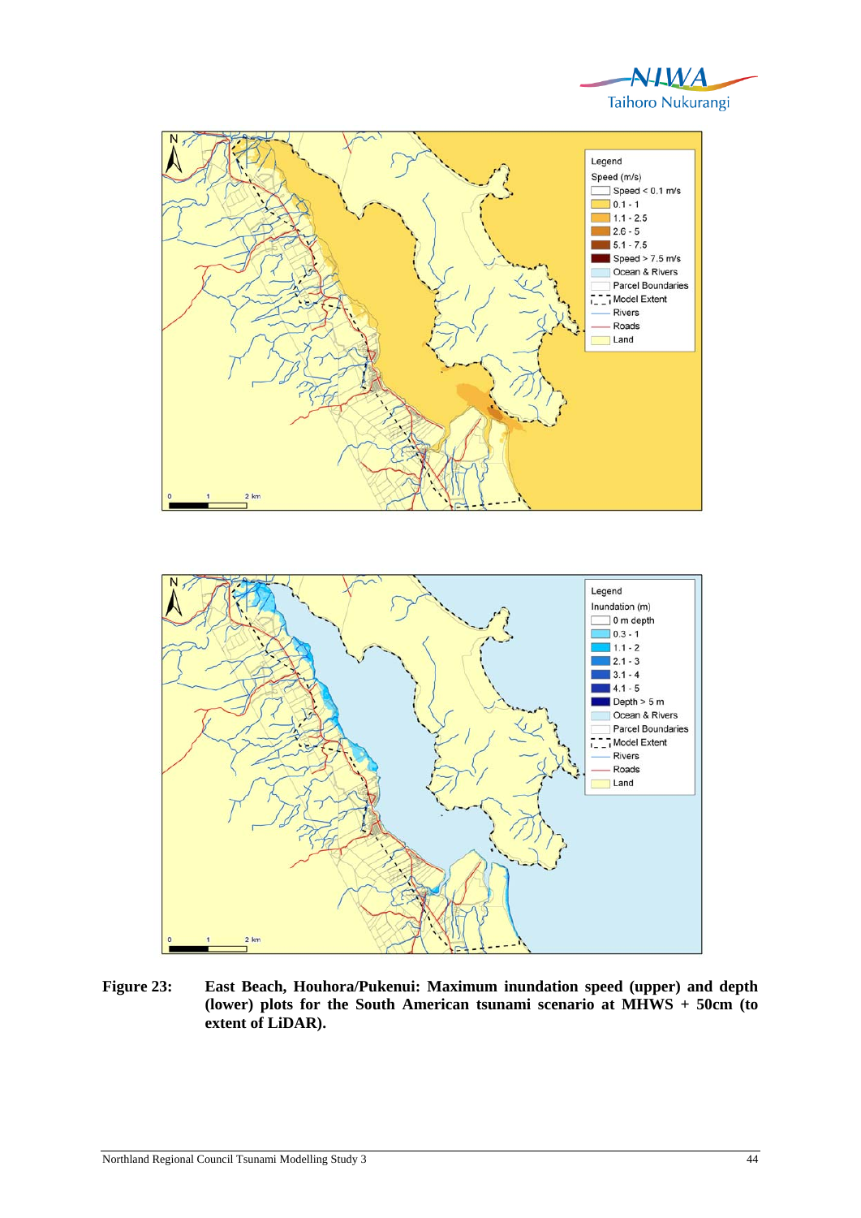**Figure 23:** **East Beach, Houhora/Pukenui: Maximum inundation speed (upper) and depth (lower) plots for the South American tsunami scenario at MHWS + 50cm (to extent of LiDAR).**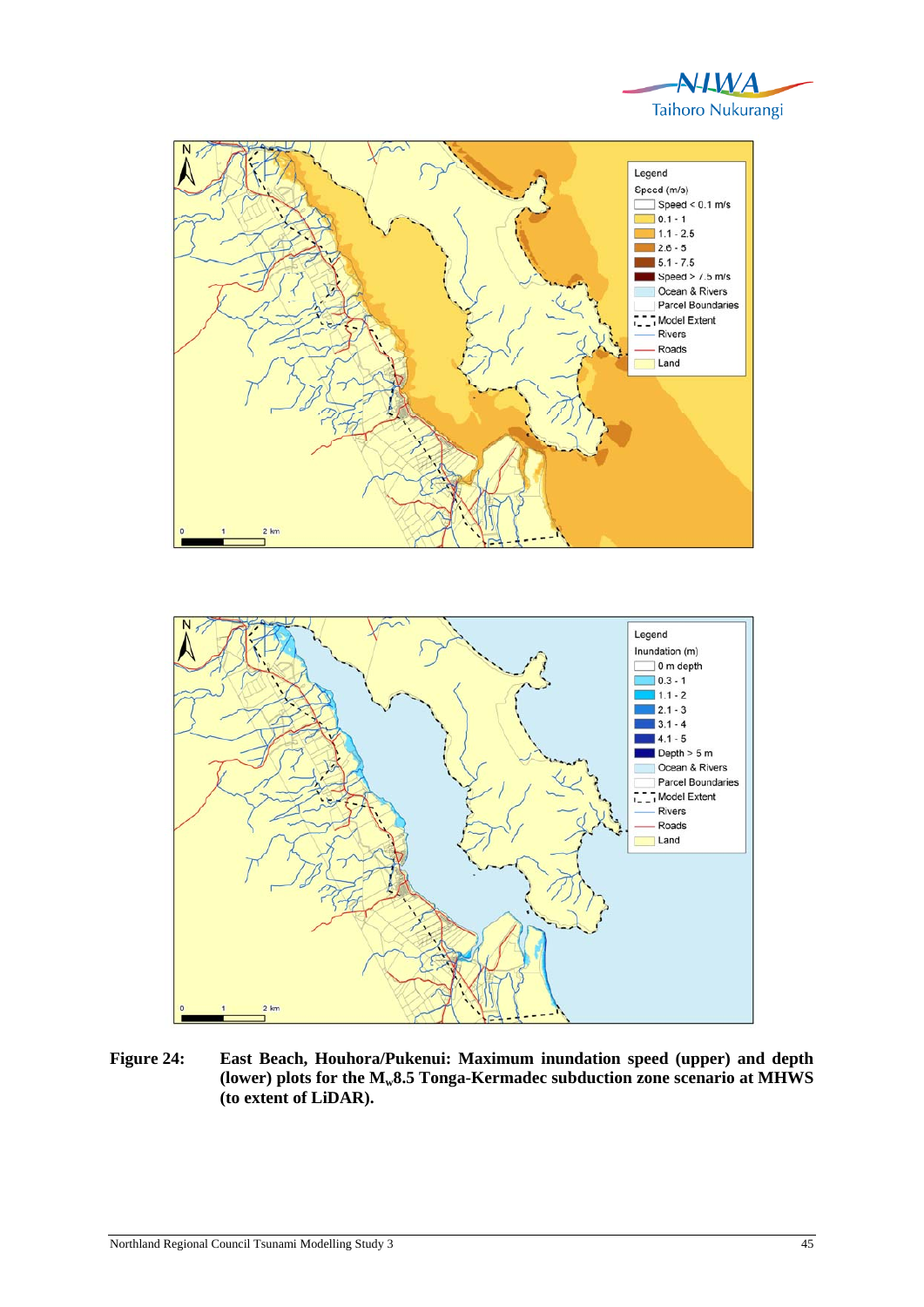**Figure 24: East Beach, Houhora/Pukenui: Maximum inundation speed (upper) and depth (lower) plots for the $M_w$8.5 Tonga-Kermadec subduction zone scenario at MHWS (to extent of LiDAR).**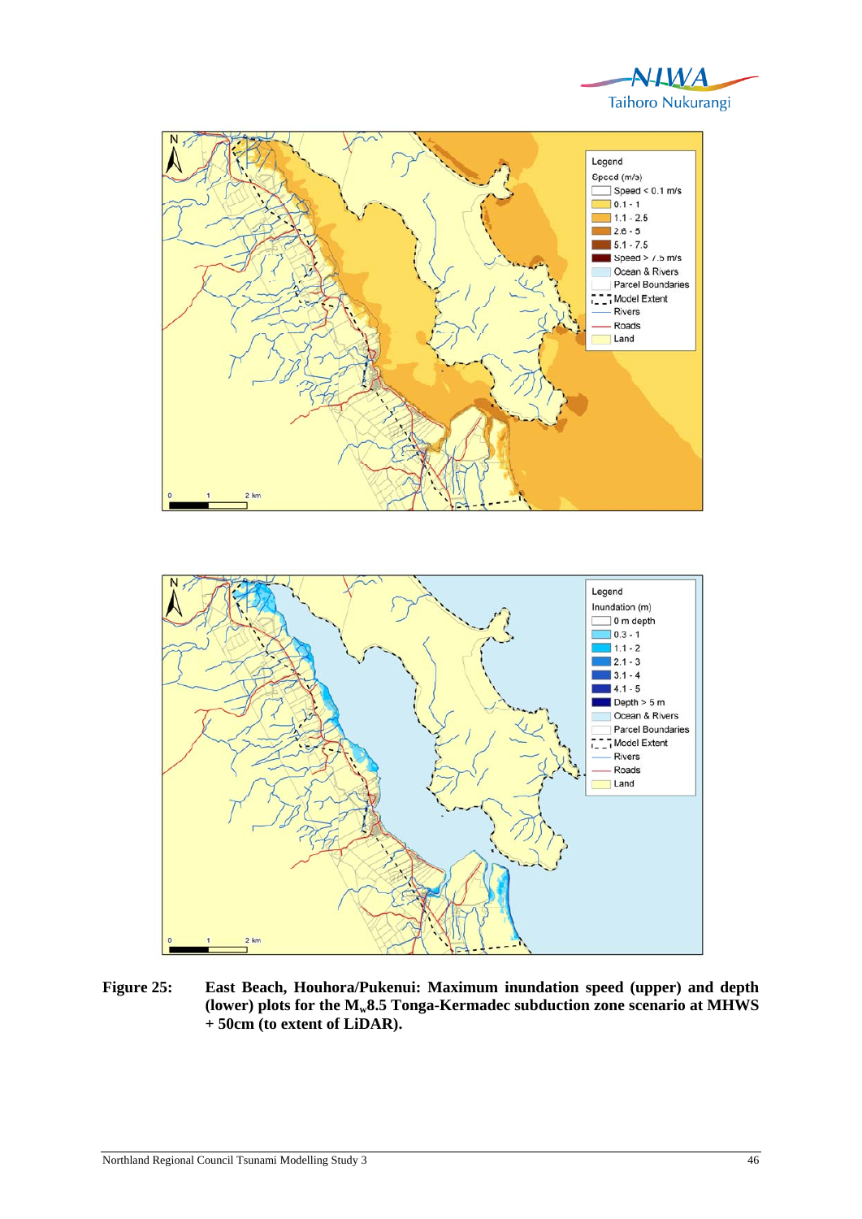**Figure 25:** **East Beach, Houhora/Pukenui: Maximum inundation speed (upper) and depth (lower) plots for the $M_w$8.5 Tonga-Kermadec subduction zone scenario at MHWS + 50cm (to extent of LiDAR).**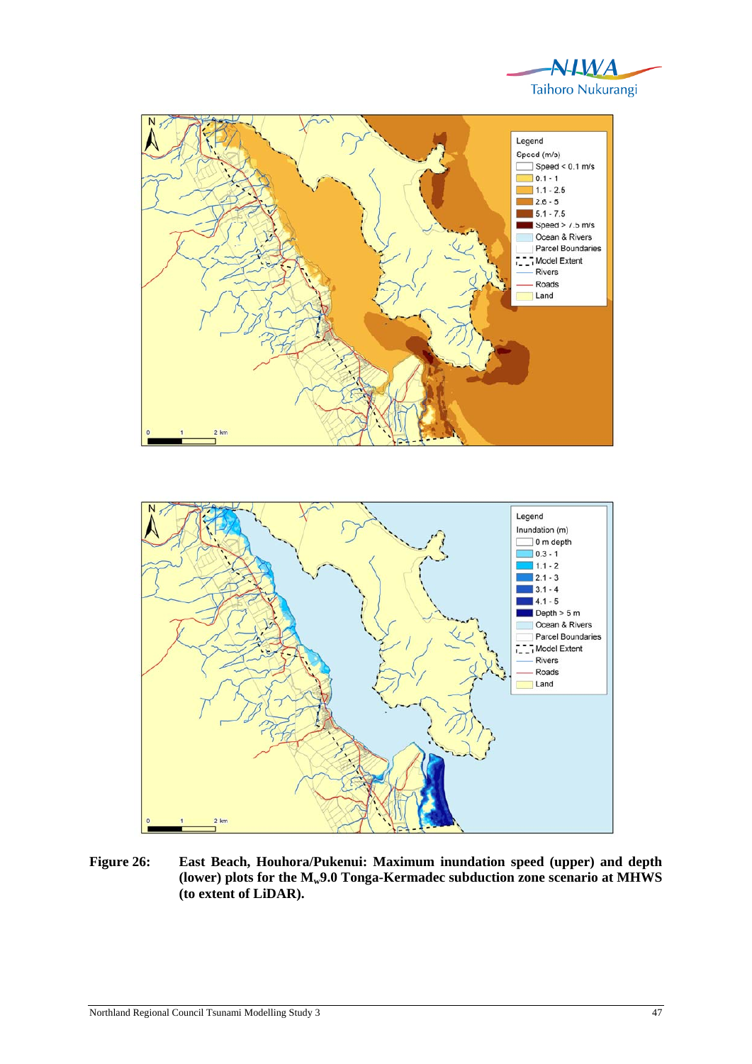**Figure 26:** **East Beach, Houhora/Pukenui: Maximum inundation speed (upper) and depth (lower) plots for the $M_w$9.0 Tonga-Kermadec subduction zone scenario at MHWS (to extent of LiDAR).**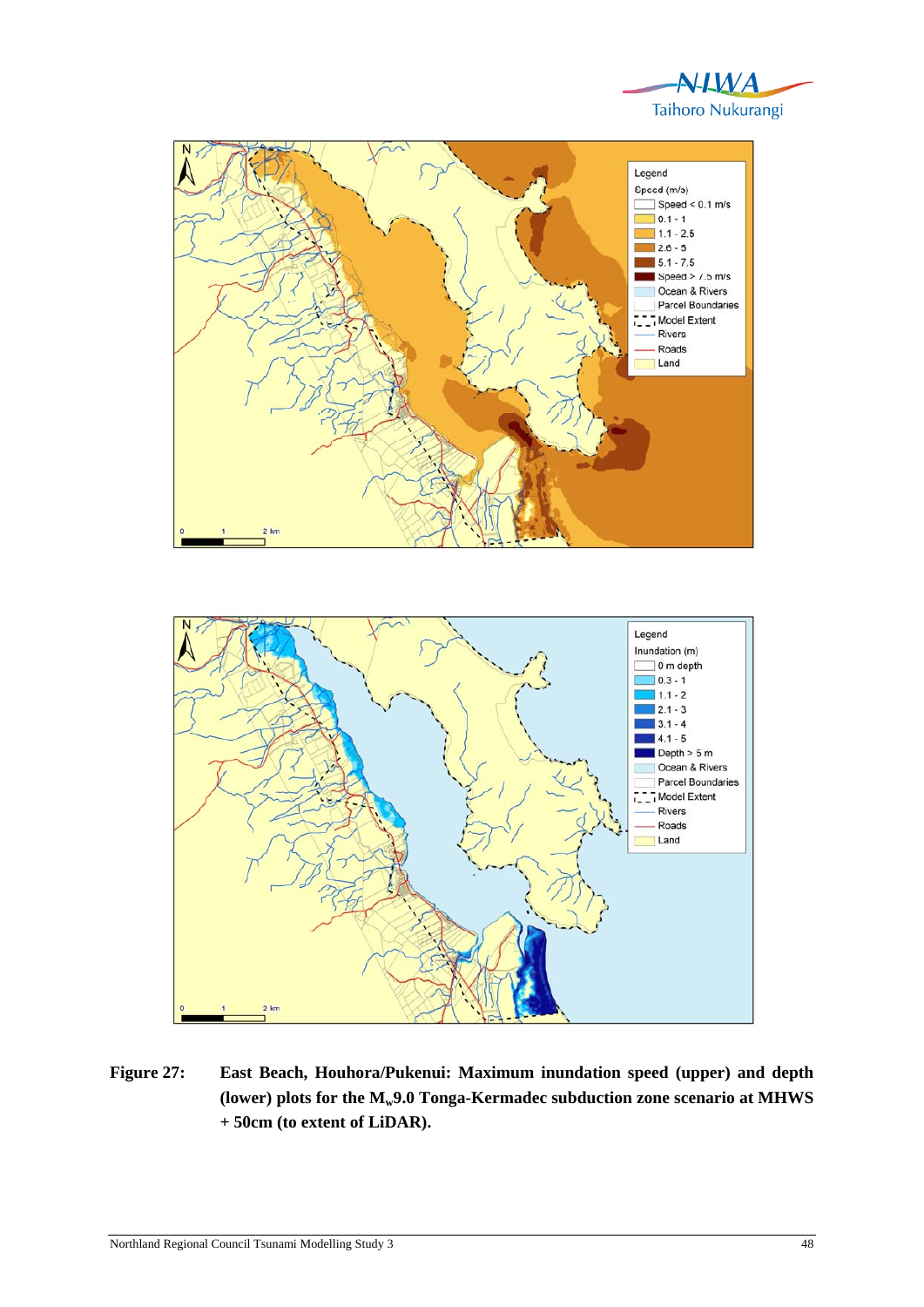Legend

Speed (m/s)

Speed < 0.1 m/s

0.1 - 1

1.1 - 2.5

2.6 - 5

5.1 - 7.5

Speed > 7.5 m/s

Ocean & Rivers

Parcel Boundaries

Model Extent

Rivers

Roads

Land

0 1 2 km

N

Legend

Inundation (m)

0 m depth

0.3 - 1

1.1 - 2

2.1 - 3

3.1 - 4

4.1 - 5

Depth > 5 m

Ocean & Rivers

Parcel Boundaries

Model Extent

Rivers

Roads

Land

0 1 2 km

N

**Figure 27: East Beach, Houhora/Pukenui: Maximum inundation speed (upper) and depth (lower) plots for the $M_w$9.0 Tonga-Kermadec subduction zone scenario at MHWS + 50cm (to extent of LiDAR).**